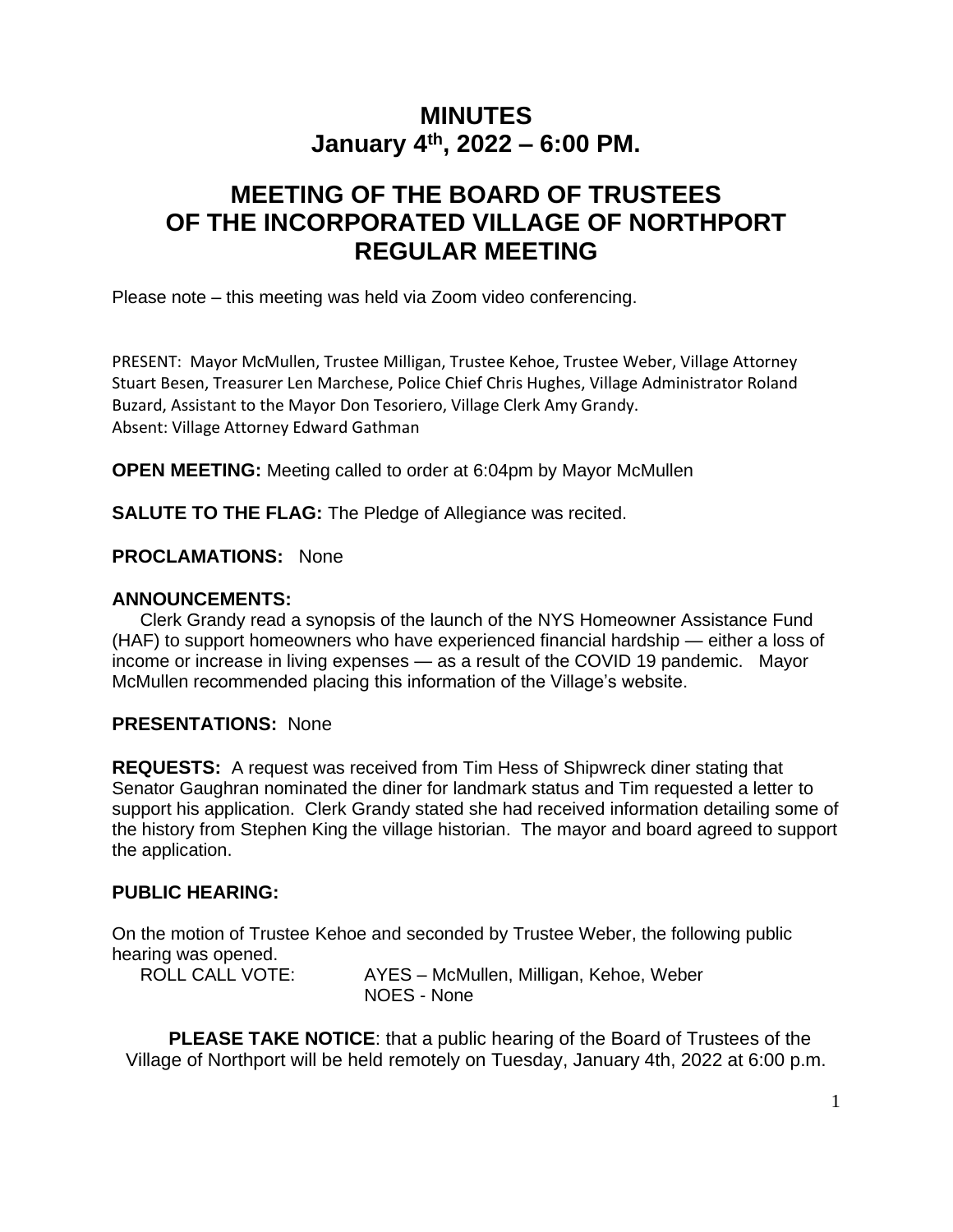# MINUTES
## January 4th, 2022 – 6:00 PM.

# MEETING OF THE BOARD OF TRUSTEES OF THE INCORPORATED VILLAGE OF NORTHPORT REGULAR MEETING

Please note – this meeting was held via Zoom video conferencing.

PRESENT: Mayor McMullen, Trustee Milligan, Trustee Kehoe, Trustee Weber, Village Attorney Stuart Besen, Treasurer Len Marchese, Police Chief Chris Hughes, Village Administrator Roland Buzard, Assistant to the Mayor Don Tesoriero, Village Clerk Amy Grandy.
Absent: Village Attorney Edward Gathman

**OPEN MEETING:** Meeting called to order at 6:04pm by Mayor McMullen

**SALUTE TO THE FLAG:** The Pledge of Allegiance was recited.

**PROCLAMATIONS:** None

**ANNOUNCEMENTS:**

Clerk Grandy read a synopsis of the launch of the NYS Homeowner Assistance Fund (HAF) to support homeowners who have experienced financial hardship — either a loss of income or increase in living expenses — as a result of the COVID 19 pandemic. Mayor McMullen recommended placing this information of the Village's website.

**PRESENTATIONS:** None

**REQUESTS:** A request was received from Tim Hess of Shipwreck diner stating that Senator Gaughran nominated the diner for landmark status and Tim requested a letter to support his application. Clerk Grandy stated she had received information detailing some of the history from Stephen King the village historian. The mayor and board agreed to support the application.

**PUBLIC HEARING:**

On the motion of Trustee Kehoe and seconded by Trustee Weber, the following public hearing was opened.

ROLL CALL VOTE: AYES – McMullen, Milligan, Kehoe, Weber
NOES - None

**PLEASE TAKE NOTICE**: that a public hearing of the Board of Trustees of the Village of Northport will be held remotely on Tuesday, January 4th, 2022 at 6:00 p.m.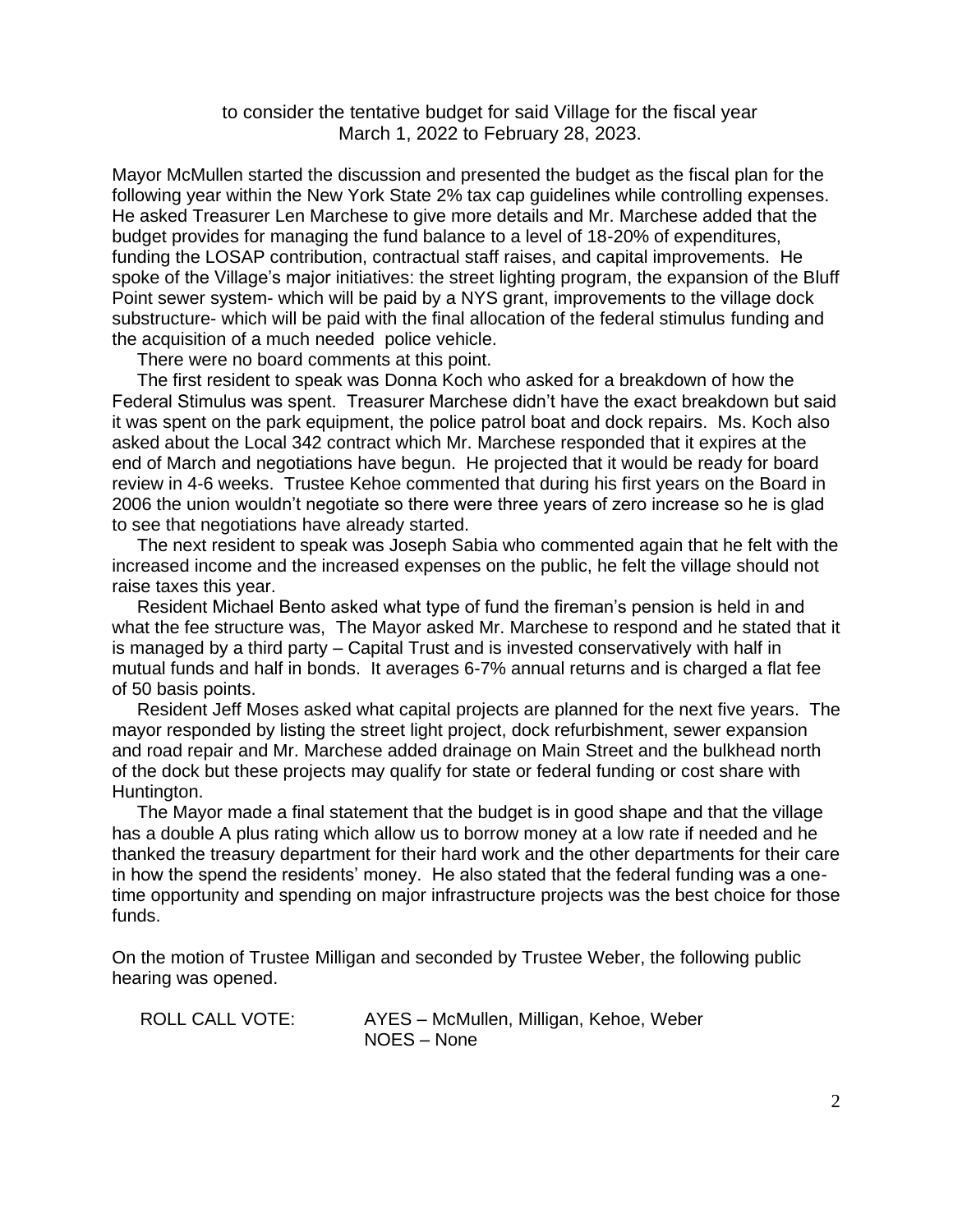to consider the tentative budget for said Village for the fiscal year
March 1, 2022 to February 28, 2023.

Mayor McMullen started the discussion and presented the budget as the fiscal plan for the following year within the New York State 2% tax cap guidelines while controlling expenses. He asked Treasurer Len Marchese to give more details and Mr. Marchese added that the budget provides for managing the fund balance to a level of 18-20% of expenditures, funding the LOSAP contribution, contractual staff raises, and capital improvements. He spoke of the Village's major initiatives: the street lighting program, the expansion of the Bluff Point sewer system- which will be paid by a NYS grant, improvements to the village dock substructure- which will be paid with the final allocation of the federal stimulus funding and the acquisition of a much needed police vehicle.

There were no board comments at this point.

The first resident to speak was Donna Koch who asked for a breakdown of how the Federal Stimulus was spent. Treasurer Marchese didn't have the exact breakdown but said it was spent on the park equipment, the police patrol boat and dock repairs. Ms. Koch also asked about the Local 342 contract which Mr. Marchese responded that it expires at the end of March and negotiations have begun. He projected that it would be ready for board review in 4-6 weeks. Trustee Kehoe commented that during his first years on the Board in 2006 the union wouldn't negotiate so there were three years of zero increase so he is glad to see that negotiations have already started.

The next resident to speak was Joseph Sabia who commented again that he felt with the increased income and the increased expenses on the public, he felt the village should not raise taxes this year.

Resident Michael Bento asked what type of fund the fireman's pension is held in and what the fee structure was, The Mayor asked Mr. Marchese to respond and he stated that it is managed by a third party – Capital Trust and is invested conservatively with half in mutual funds and half in bonds. It averages 6-7% annual returns and is charged a flat fee of 50 basis points.

Resident Jeff Moses asked what capital projects are planned for the next five years. The mayor responded by listing the street light project, dock refurbishment, sewer expansion and road repair and Mr. Marchese added drainage on Main Street and the bulkhead north of the dock but these projects may qualify for state or federal funding or cost share with Huntington.

The Mayor made a final statement that the budget is in good shape and that the village has a double A plus rating which allow us to borrow money at a low rate if needed and he thanked the treasury department for their hard work and the other departments for their care in how the spend the residents' money. He also stated that the federal funding was a one-time opportunity and spending on major infrastructure projects was the best choice for those funds.

On the motion of Trustee Milligan and seconded by Trustee Weber, the following public hearing was opened.

ROLL CALL VOTE: AYES – McMullen, Milligan, Kehoe, Weber
NOES – None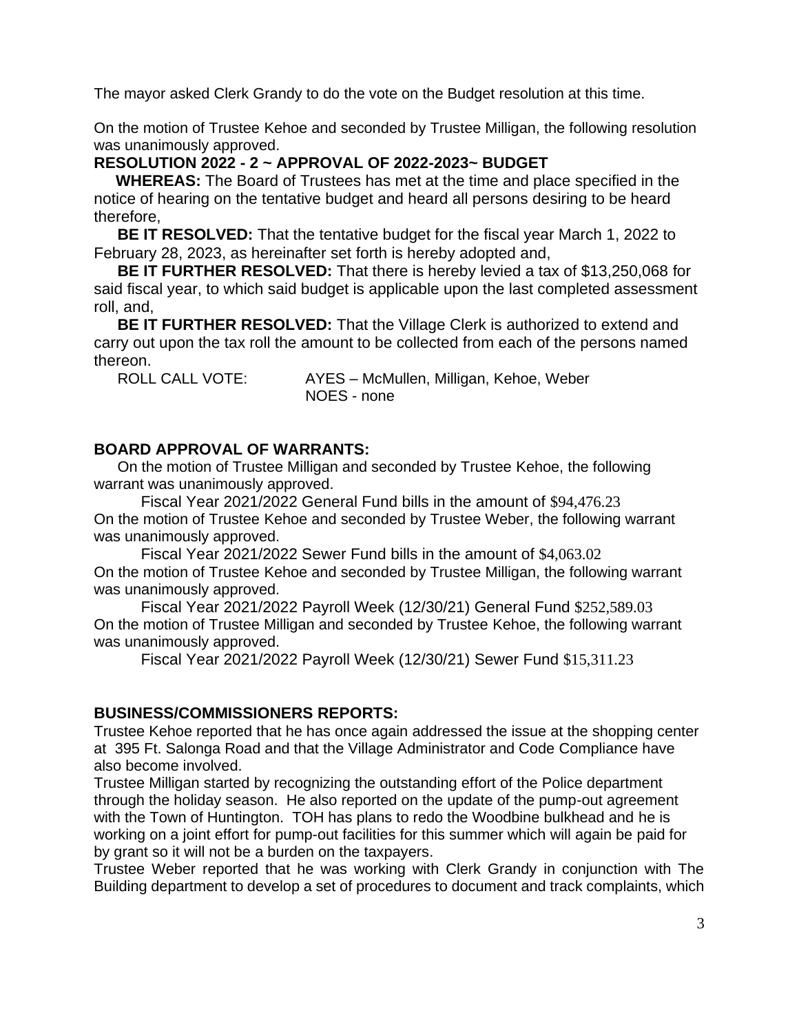The mayor asked Clerk Grandy to do the vote on the Budget resolution at this time.

On the motion of Trustee Kehoe and seconded by Trustee Milligan, the following resolution was unanimously approved.

**RESOLUTION 2022 - 2 ~ APPROVAL OF 2022-2023~ BUDGET**

**WHEREAS:** The Board of Trustees has met at the time and place specified in the notice of hearing on the tentative budget and heard all persons desiring to be heard therefore,

**BE IT RESOLVED:** That the tentative budget for the fiscal year March 1, 2022 to February 28, 2023, as hereinafter set forth is hereby adopted and,

**BE IT FURTHER RESOLVED:** That there is hereby levied a tax of $13,250,068 for said fiscal year, to which said budget is applicable upon the last completed assessment roll, and,

**BE IT FURTHER RESOLVED:** That the Village Clerk is authorized to extend and carry out upon the tax roll the amount to be collected from each of the persons named thereon.

ROLL CALL VOTE: AYES – McMullen, Milligan, Kehoe, Weber
NOES - none

**BOARD APPROVAL OF WARRANTS:**

On the motion of Trustee Milligan and seconded by Trustee Kehoe, the following warrant was unanimously approved.

Fiscal Year 2021/2022 General Fund bills in the amount of $94,476.23

On the motion of Trustee Kehoe and seconded by Trustee Weber, the following warrant was unanimously approved.

Fiscal Year 2021/2022 Sewer Fund bills in the amount of $4,063.02

On the motion of Trustee Kehoe and seconded by Trustee Milligan, the following warrant was unanimously approved.

Fiscal Year 2021/2022 Payroll Week (12/30/21) General Fund $252,589.03

On the motion of Trustee Milligan and seconded by Trustee Kehoe, the following warrant was unanimously approved.

Fiscal Year 2021/2022 Payroll Week (12/30/21) Sewer Fund $15,311.23

**BUSINESS/COMMISSIONERS REPORTS:**

Trustee Kehoe reported that he has once again addressed the issue at the shopping center at 395 Ft. Salonga Road and that the Village Administrator and Code Compliance have also become involved.

Trustee Milligan started by recognizing the outstanding effort of the Police department through the holiday season. He also reported on the update of the pump-out agreement with the Town of Huntington. TOH has plans to redo the Woodbine bulkhead and he is working on a joint effort for pump-out facilities for this summer which will again be paid for by grant so it will not be a burden on the taxpayers.

Trustee Weber reported that he was working with Clerk Grandy in conjunction with The Building department to develop a set of procedures to document and track complaints, which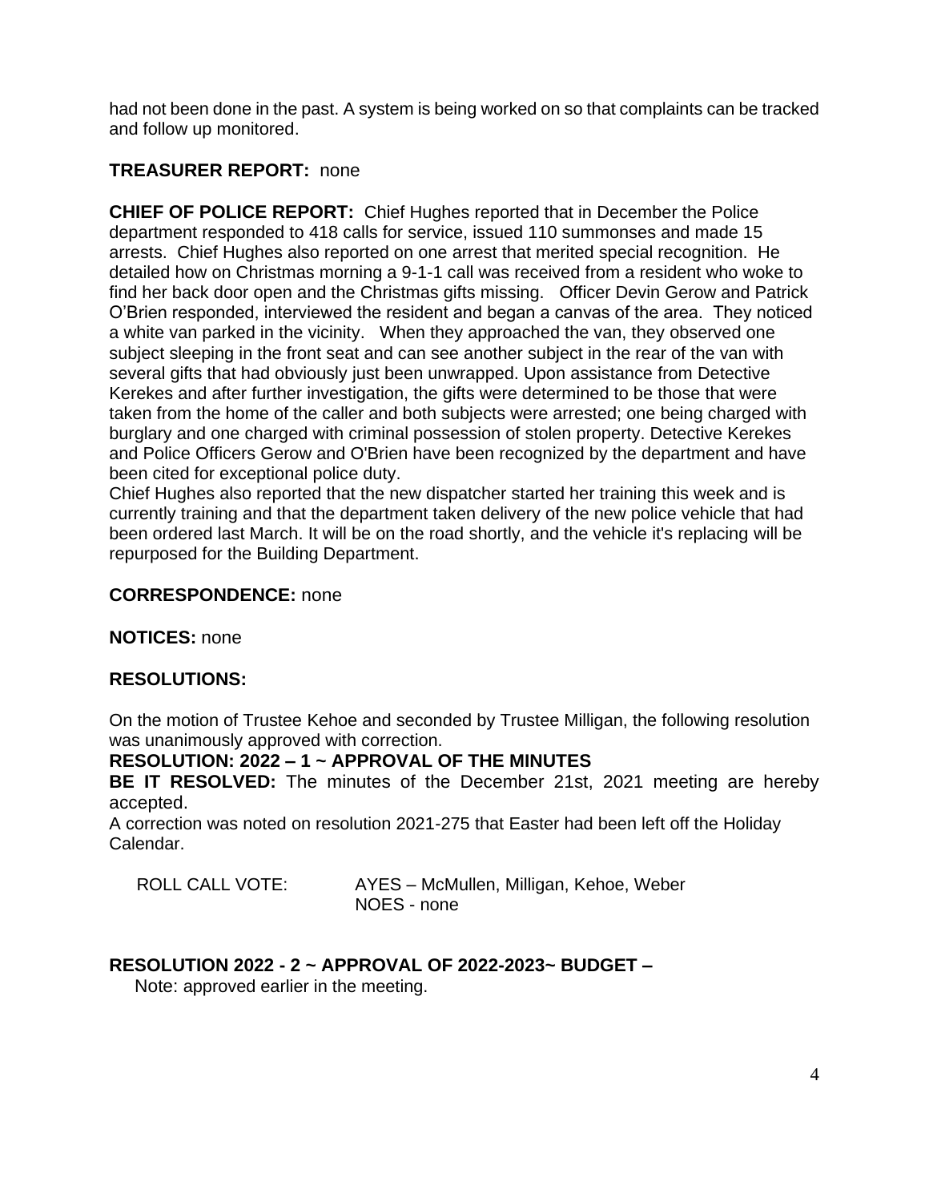had not been done in the past. A system is being worked on so that complaints can be tracked and follow up monitored.

**TREASURER REPORT:** none

**CHIEF OF POLICE REPORT:** Chief Hughes reported that in December the Police department responded to 418 calls for service, issued 110 summonses and made 15 arrests. Chief Hughes also reported on one arrest that merited special recognition. He detailed how on Christmas morning a 9-1-1 call was received from a resident who woke to find her back door open and the Christmas gifts missing. Officer Devin Gerow and Patrick O'Brien responded, interviewed the resident and began a canvas of the area. They noticed a white van parked in the vicinity. When they approached the van, they observed one subject sleeping in the front seat and can see another subject in the rear of the van with several gifts that had obviously just been unwrapped. Upon assistance from Detective Kerekes and after further investigation, the gifts were determined to be those that were taken from the home of the caller and both subjects were arrested; one being charged with burglary and one charged with criminal possession of stolen property. Detective Kerekes and Police Officers Gerow and O'Brien have been recognized by the department and have been cited for exceptional police duty.
Chief Hughes also reported that the new dispatcher started her training this week and is currently training and that the department taken delivery of the new police vehicle that had been ordered last March. It will be on the road shortly, and the vehicle it's replacing will be repurposed for the Building Department.

**CORRESPONDENCE:** none

**NOTICES:** none

**RESOLUTIONS:**

On the motion of Trustee Kehoe and seconded by Trustee Milligan, the following resolution was unanimously approved with correction.

**RESOLUTION: 2022 – 1 ~ APPROVAL OF THE MINUTES**

**BE IT RESOLVED:** The minutes of the December 21st, 2021 meeting are hereby accepted.
A correction was noted on resolution 2021-275 that Easter had been left off the Holiday Calendar.

ROLL CALL VOTE: AYES – McMullen, Milligan, Kehoe, Weber
NOES - none

**RESOLUTION 2022 - 2 ~ APPROVAL OF 2022-2023~ BUDGET –**

Note: approved earlier in the meeting.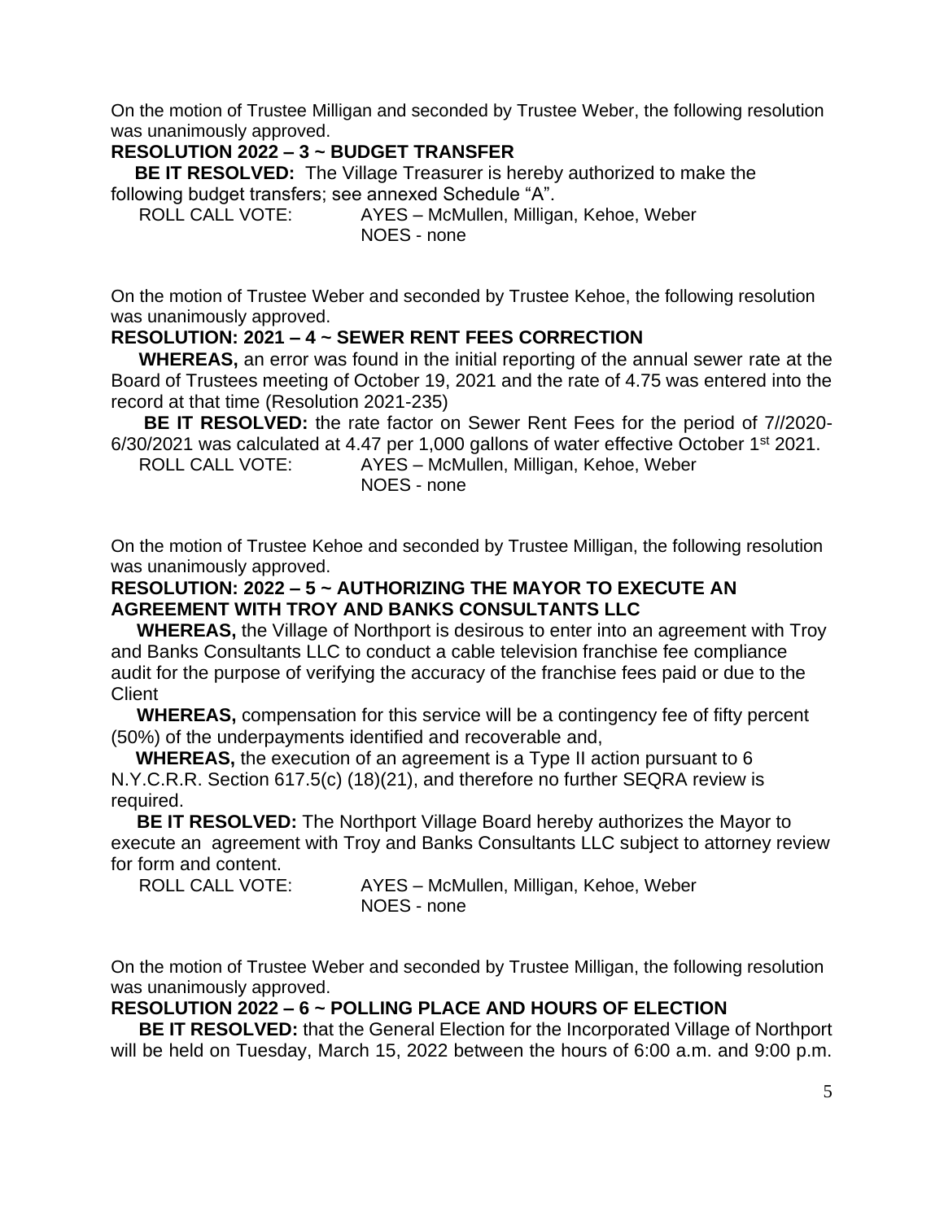On the motion of Trustee Milligan and seconded by Trustee Weber, the following resolution was unanimously approved.

**RESOLUTION 2022 – 3 ~ BUDGET TRANSFER**

**BE IT RESOLVED:** The Village Treasurer is hereby authorized to make the following budget transfers; see annexed Schedule "A".

ROLL CALL VOTE: AYES – McMullen, Milligan, Kehoe, Weber
NOES - none

On the motion of Trustee Weber and seconded by Trustee Kehoe, the following resolution was unanimously approved.

**RESOLUTION: 2021 – 4 ~ SEWER RENT FEES CORRECTION**

**WHEREAS,** an error was found in the initial reporting of the annual sewer rate at the Board of Trustees meeting of October 19, 2021 and the rate of 4.75 was entered into the record at that time (Resolution 2021-235)

**BE IT RESOLVED:** the rate factor on Sewer Rent Fees for the period of 7//2020-6/30/2021 was calculated at 4.47 per 1,000 gallons of water effective October 1st 2021.

ROLL CALL VOTE: AYES – McMullen, Milligan, Kehoe, Weber
NOES - none

On the motion of Trustee Kehoe and seconded by Trustee Milligan, the following resolution was unanimously approved.

**RESOLUTION: 2022 – 5 ~ AUTHORIZING THE MAYOR TO EXECUTE AN AGREEMENT WITH TROY AND BANKS CONSULTANTS LLC**

**WHEREAS,** the Village of Northport is desirous to enter into an agreement with Troy and Banks Consultants LLC to conduct a cable television franchise fee compliance audit for the purpose of verifying the accuracy of the franchise fees paid or due to the Client

**WHEREAS,** compensation for this service will be a contingency fee of fifty percent (50%) of the underpayments identified and recoverable and,

**WHEREAS,** the execution of an agreement is a Type II action pursuant to 6 N.Y.C.R.R. Section 617.5(c) (18)(21), and therefore no further SEQRA review is required.

**BE IT RESOLVED:** The Northport Village Board hereby authorizes the Mayor to execute an agreement with Troy and Banks Consultants LLC subject to attorney review for form and content.

ROLL CALL VOTE: AYES – McMullen, Milligan, Kehoe, Weber
NOES - none

On the motion of Trustee Weber and seconded by Trustee Milligan, the following resolution was unanimously approved.

**RESOLUTION 2022 – 6 ~ POLLING PLACE AND HOURS OF ELECTION**

**BE IT RESOLVED:** that the General Election for the Incorporated Village of Northport will be held on Tuesday, March 15, 2022 between the hours of 6:00 a.m. and 9:00 p.m.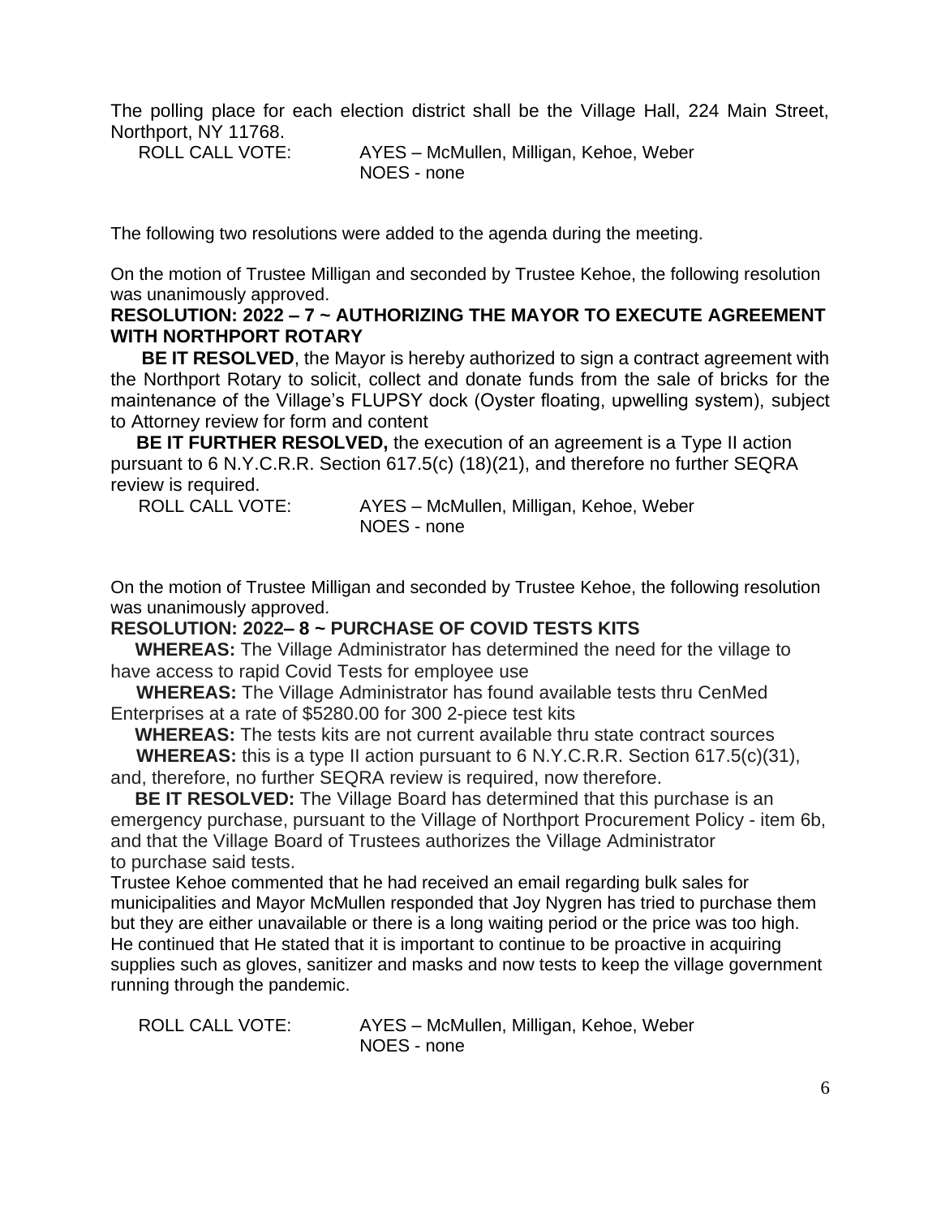The polling place for each election district shall be the Village Hall, 224 Main Street, Northport, NY 11768.

ROLL CALL VOTE: AYES – McMullen, Milligan, Kehoe, Weber
NOES - none

The following two resolutions were added to the agenda during the meeting.

On the motion of Trustee Milligan and seconded by Trustee Kehoe, the following resolution was unanimously approved.

**RESOLUTION: 2022 – 7 ~ AUTHORIZING THE MAYOR TO EXECUTE AGREEMENT WITH NORTHPORT ROTARY**

**BE IT RESOLVED**, the Mayor is hereby authorized to sign a contract agreement with the Northport Rotary to solicit, collect and donate funds from the sale of bricks for the maintenance of the Village's FLUPSY dock (Oyster floating, upwelling system), subject to Attorney review for form and content

**BE IT FURTHER RESOLVED,** the execution of an agreement is a Type II action pursuant to 6 N.Y.C.R.R. Section 617.5(c) (18)(21), and therefore no further SEQRA review is required.

ROLL CALL VOTE: AYES – McMullen, Milligan, Kehoe, Weber
NOES - none

On the motion of Trustee Milligan and seconded by Trustee Kehoe, the following resolution was unanimously approved.

**RESOLUTION: 2022– 8 ~ PURCHASE OF COVID TESTS KITS**

**WHEREAS:** The Village Administrator has determined the need for the village to have access to rapid Covid Tests for employee use

**WHEREAS:** The Village Administrator has found available tests thru CenMed Enterprises at a rate of $5280.00 for 300 2-piece test kits

**WHEREAS:** The tests kits are not current available thru state contract sources

**WHEREAS:** this is a type II action pursuant to 6 N.Y.C.R.R. Section 617.5(c)(31), and, therefore, no further SEQRA review is required, now therefore.

**BE IT RESOLVED:** The Village Board has determined that this purchase is an emergency purchase, pursuant to the Village of Northport Procurement Policy - item 6b, and that the Village Board of Trustees authorizes the Village Administrator to purchase said tests.

Trustee Kehoe commented that he had received an email regarding bulk sales for municipalities and Mayor McMullen responded that Joy Nygren has tried to purchase them but they are either unavailable or there is a long waiting period or the price was too high. He continued that He stated that it is important to continue to be proactive in acquiring supplies such as gloves, sanitizer and masks and now tests to keep the village government running through the pandemic.

ROLL CALL VOTE: AYES – McMullen, Milligan, Kehoe, Weber
NOES - none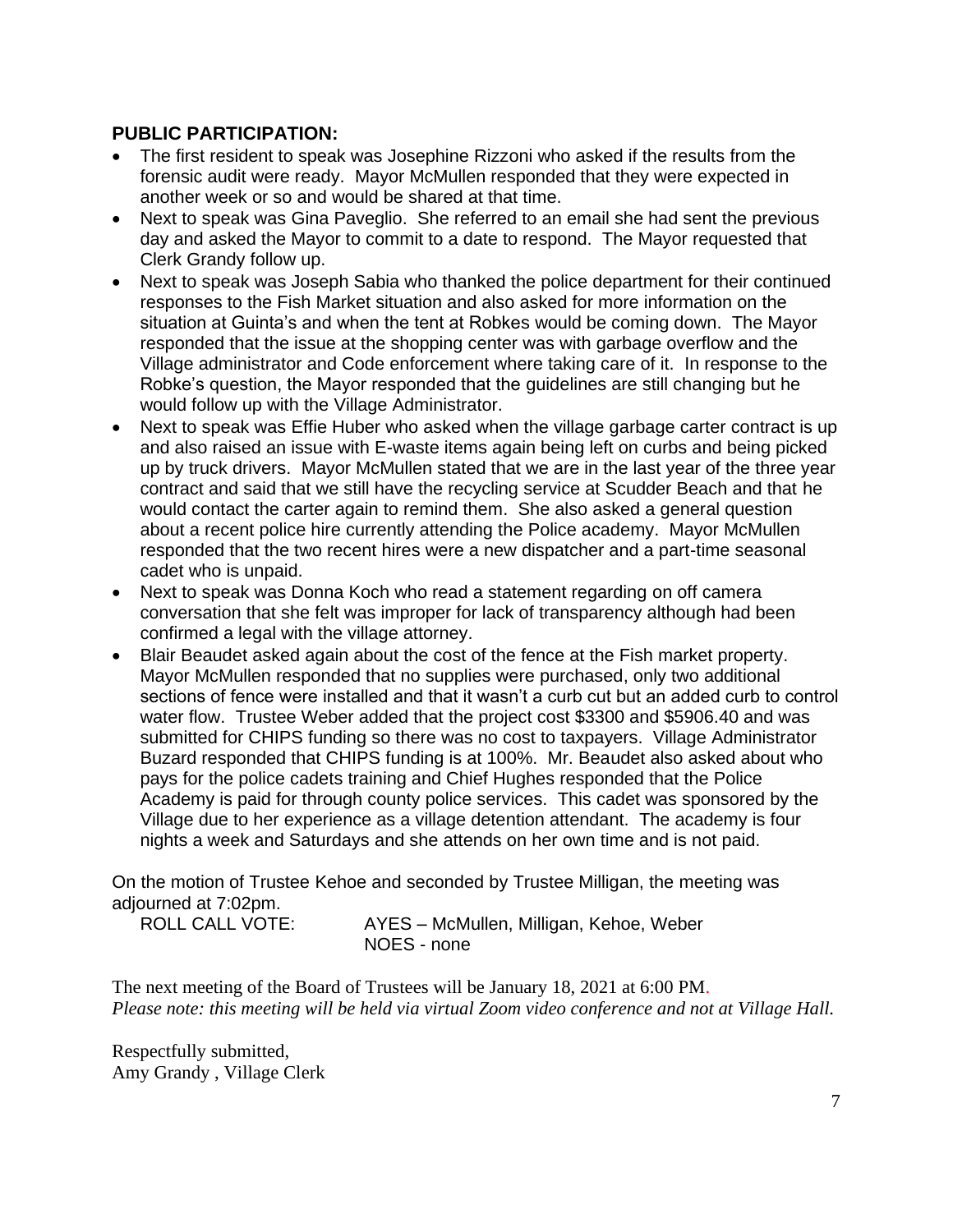**PUBLIC PARTICIPATION:**

- The first resident to speak was Josephine Rizzoni who asked if the results from the forensic audit were ready. Mayor McMullen responded that they were expected in another week or so and would be shared at that time.
- Next to speak was Gina Paveglio. She referred to an email she had sent the previous day and asked the Mayor to commit to a date to respond. The Mayor requested that Clerk Grandy follow up.
- Next to speak was Joseph Sabia who thanked the police department for their continued responses to the Fish Market situation and also asked for more information on the situation at Guinta's and when the tent at Robkes would be coming down. The Mayor responded that the issue at the shopping center was with garbage overflow and the Village administrator and Code enforcement where taking care of it. In response to the Robke's question, the Mayor responded that the guidelines are still changing but he would follow up with the Village Administrator.
- Next to speak was Effie Huber who asked when the village garbage carter contract is up and also raised an issue with E-waste items again being left on curbs and being picked up by truck drivers. Mayor McMullen stated that we are in the last year of the three year contract and said that we still have the recycling service at Scudder Beach and that he would contact the carter again to remind them. She also asked a general question about a recent police hire currently attending the Police academy. Mayor McMullen responded that the two recent hires were a new dispatcher and a part-time seasonal cadet who is unpaid.
- Next to speak was Donna Koch who read a statement regarding on off camera conversation that she felt was improper for lack of transparency although had been confirmed a legal with the village attorney.
- Blair Beaudet asked again about the cost of the fence at the Fish market property. Mayor McMullen responded that no supplies were purchased, only two additional sections of fence were installed and that it wasn't a curb cut but an added curb to control water flow. Trustee Weber added that the project cost $3300 and $5906.40 and was submitted for CHIPS funding so there was no cost to taxpayers. Village Administrator Buzard responded that CHIPS funding is at 100%. Mr. Beaudet also asked about who pays for the police cadets training and Chief Hughes responded that the Police Academy is paid for through county police services. This cadet was sponsored by the Village due to her experience as a village detention attendant. The academy is four nights a week and Saturdays and she attends on her own time and is not paid.

On the motion of Trustee Kehoe and seconded by Trustee Milligan, the meeting was adjourned at 7:02pm.

ROLL CALL VOTE: AYES – McMullen, Milligan, Kehoe, Weber
NOES - none

The next meeting of the Board of Trustees will be January 18, 2021 at 6:00 PM.
*Please note: this meeting will be held via virtual Zoom video conference and not at Village Hall.*

Respectfully submitted,
Amy Grandy , Village Clerk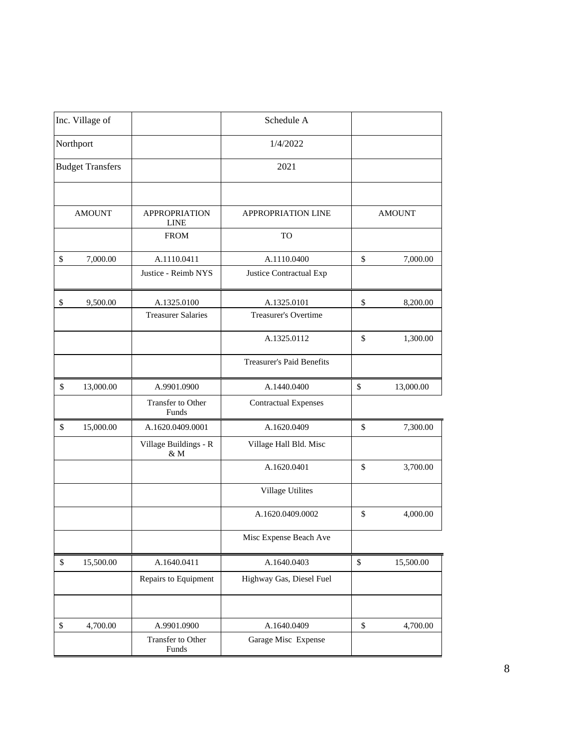| Inc. Village of | | Schedule A | |
|---|---|---|---|
| Northport | | 1/4/2022 | |
| Budget Transfers | | 2021 | |
| | | | |
| AMOUNT | APPROPRIATION LINE | APPROPRIATION LINE | AMOUNT |
| | FROM | TO | |
| $ 7,000.00 | A.1110.0411 | A.1110.0400 | $ 7,000.00 |
| | Justice - Reimb NYS | Justice Contractual Exp | |
| $ 9,500.00 | A.1325.0100 | A.1325.0101 | $ 8,200.00 |
| | Treasurer Salaries | Treasurer's Overtime | |
| | | A.1325.0112 | $ 1,300.00 |
| | | Treasurer's Paid Benefits | |
| $ 13,000.00 | A.9901.0900 | A.1440.0400 | $ 13,000.00 |
| | Transfer to Other Funds | Contractual Expenses | |
| $ 15,000.00 | A.1620.0409.0001 | A.1620.0409 | $ 7,300.00 |
| | Village Buildings - R & M | Village Hall Bld. Misc | |
| | | A.1620.0401 | $ 3,700.00 |
| | | Village Utilites | |
| | | A.1620.0409.0002 | $ 4,000.00 |
| | | Misc Expense Beach Ave | |
| $ 15,500.00 | A.1640.0411 | A.1640.0403 | $ 15,500.00 |
| | Repairs to Equipment | Highway Gas, Diesel Fuel | |
| | | | |
| $ 4,700.00 | A.9901.0900 | A.1640.0409 | $ 4,700.00 |
| | Transfer to Other Funds | Garage Misc Expense | |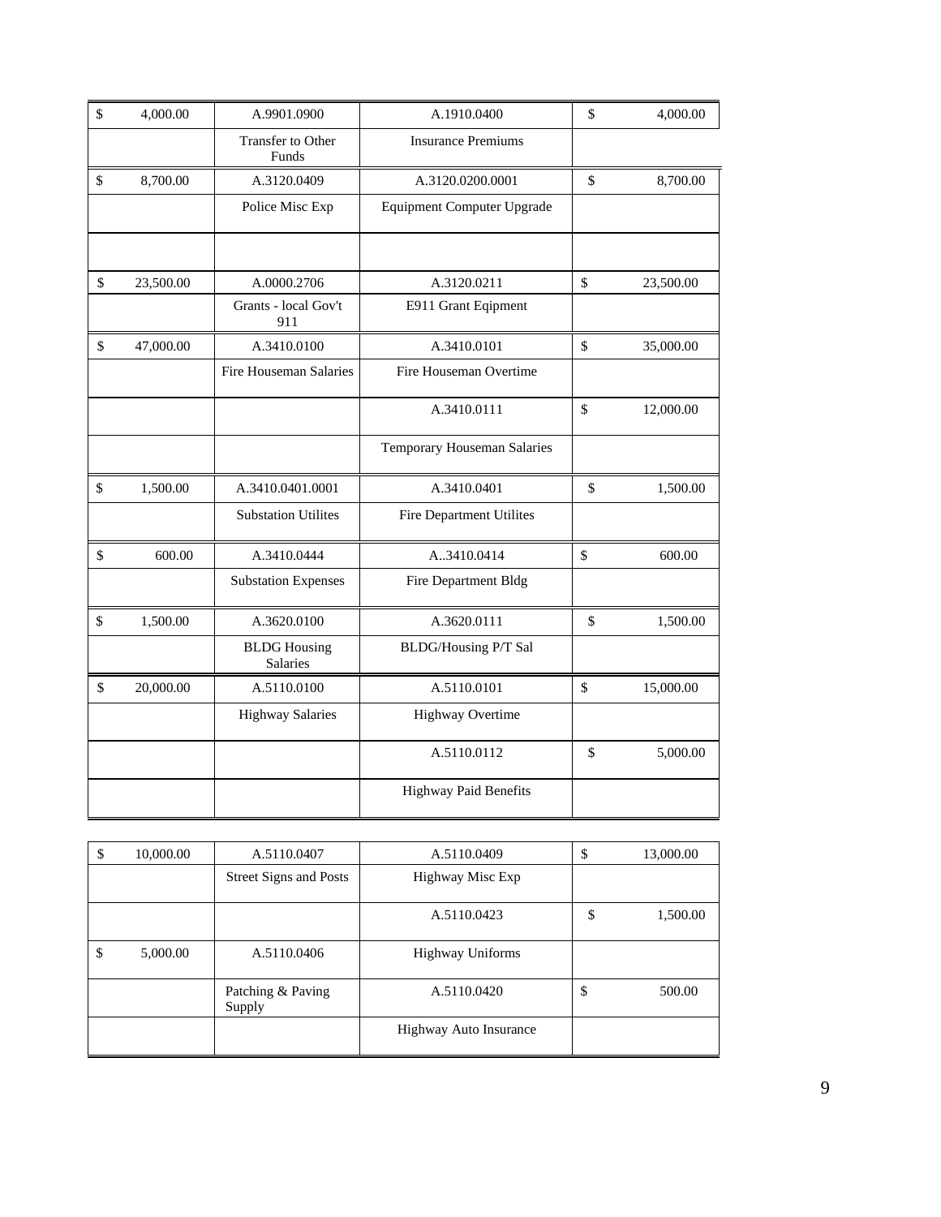| $ | 4,000.00 | A.9901.0900 | A.1910.0400 | $ | 4,000.00 |
|---|---|---|---|---|---|
| | | Transfer to Other Funds | Insurance Premiums | | |
| $ | 8,700.00 | A.3120.0409 | A.3120.0200.0001 | $ | 8,700.00 |
| | | Police Misc Exp | Equipment Computer Upgrade | | |
| | | | | | |
| $ | 23,500.00 | A.0000.2706 | A.3120.0211 | $ | 23,500.00 |
| | | Grants - local Gov't 911 | E911 Grant Eqipment | | |
| $ | 47,000.00 | A.3410.0100 | A.3410.0101 | $ | 35,000.00 |
| | | Fire Houseman Salaries | Fire Houseman Overtime | | |
| | | | A.3410.0111 | $ | 12,000.00 |
| | | | Temporary Houseman Salaries | | |
| $ | 1,500.00 | A.3410.0401.0001 | A.3410.0401 | $ | 1,500.00 |
| | | Substation Utilites | Fire Department Utilites | | |
| $ | 600.00 | A.3410.0444 | A..3410.0414 | $ | 600.00 |
| | | Substation Expenses | Fire Department Bldg | | |
| $ | 1,500.00 | A.3620.0100 | A.3620.0111 | $ | 1,500.00 |
| | | BLDG Housing Salaries | BLDG/Housing P/T Sal | | |
| $ | 20,000.00 | A.5110.0100 | A.5110.0101 | $ | 15,000.00 |
| | | Highway Salaries | Highway Overtime | | |
| | | | A.5110.0112 | $ | 5,000.00 |
| | | | Highway Paid Benefits | | |

| $ | 10,000.00 | A.5110.0407 | A.5110.0409 | $ | 13,000.00 |
|---|---|---|---|---|---|
| | | Street Signs and Posts | Highway Misc Exp | | |
| | | | A.5110.0423 | $ | 1,500.00 |
| $ | 5,000.00 | A.5110.0406 | Highway Uniforms | | |
| | | Patching & Paving Supply | A.5110.0420 | $ | 500.00 |
| | | | Highway Auto Insurance | | |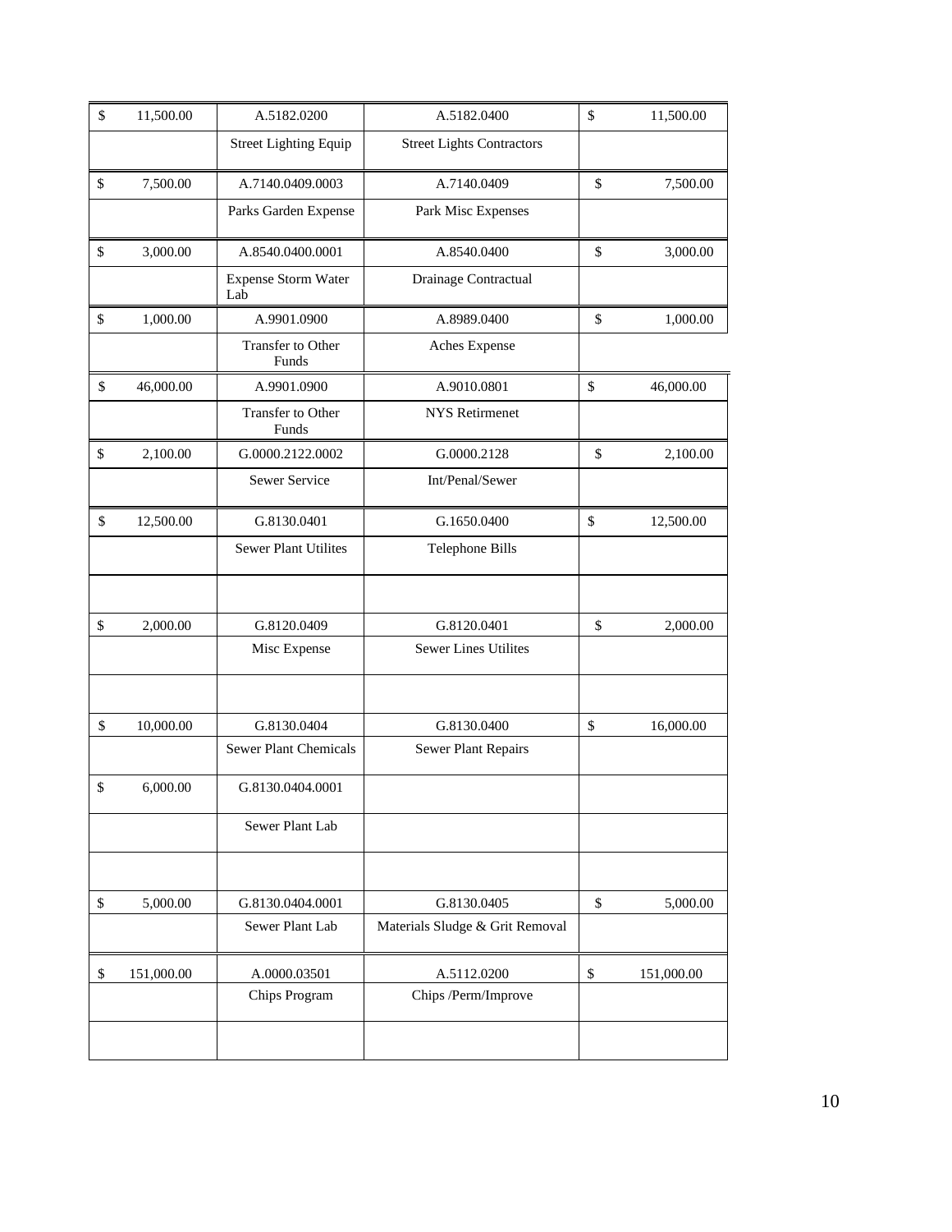| | | | |
|---|---|---|---|
| $ 11,500.00 | A.5182.0200 | A.5182.0400 | $ 11,500.00 |
| | Street Lighting Equip | Street Lights Contractors | |
| $ 7,500.00 | A.7140.0409.0003 | A.7140.0409 | $ 7,500.00 |
| | Parks Garden Expense | Park Misc Expenses | |
| $ 3,000.00 | A.8540.0400.0001 | A.8540.0400 | $ 3,000.00 |
| | Expense Storm Water Lab | Drainage Contractual | |
| $ 1,000.00 | A.9901.0900 | A.8989.0400 | $ 1,000.00 |
| | Transfer to Other Funds | Aches Expense | |
| $ 46,000.00 | A.9901.0900 | A.9010.0801 | $ 46,000.00 |
| | Transfer to Other Funds | NYS Retirmenet | |
| $ 2,100.00 | G.0000.2122.0002 | G.0000.2128 | $ 2,100.00 |
| | Sewer Service | Int/Penal/Sewer | |
| $ 12,500.00 | G.8130.0401 | G.1650.0400 | $ 12,500.00 |
| | Sewer Plant Utilites | Telephone Bills | |
| | | | |
| $ 2,000.00 | G.8120.0409 | G.8120.0401 | $ 2,000.00 |
| | Misc Expense | Sewer Lines Utilites | |
| | | | |
| $ 10,000.00 | G.8130.0404 | G.8130.0400 | $ 16,000.00 |
| | Sewer Plant Chemicals | Sewer Plant Repairs | |
| $ 6,000.00 | G.8130.0404.0001 | | |
| | Sewer Plant Lab | | |
| | | | |
| $ 5,000.00 | G.8130.0404.0001 | G.8130.0405 | $ 5,000.00 |
| | Sewer Plant Lab | Materials Sludge & Grit Removal | |
| $ 151,000.00 | A.0000.03501 | A.5112.0200 | $ 151,000.00 |
| | Chips Program | Chips /Perm/Improve | |
| | | | |